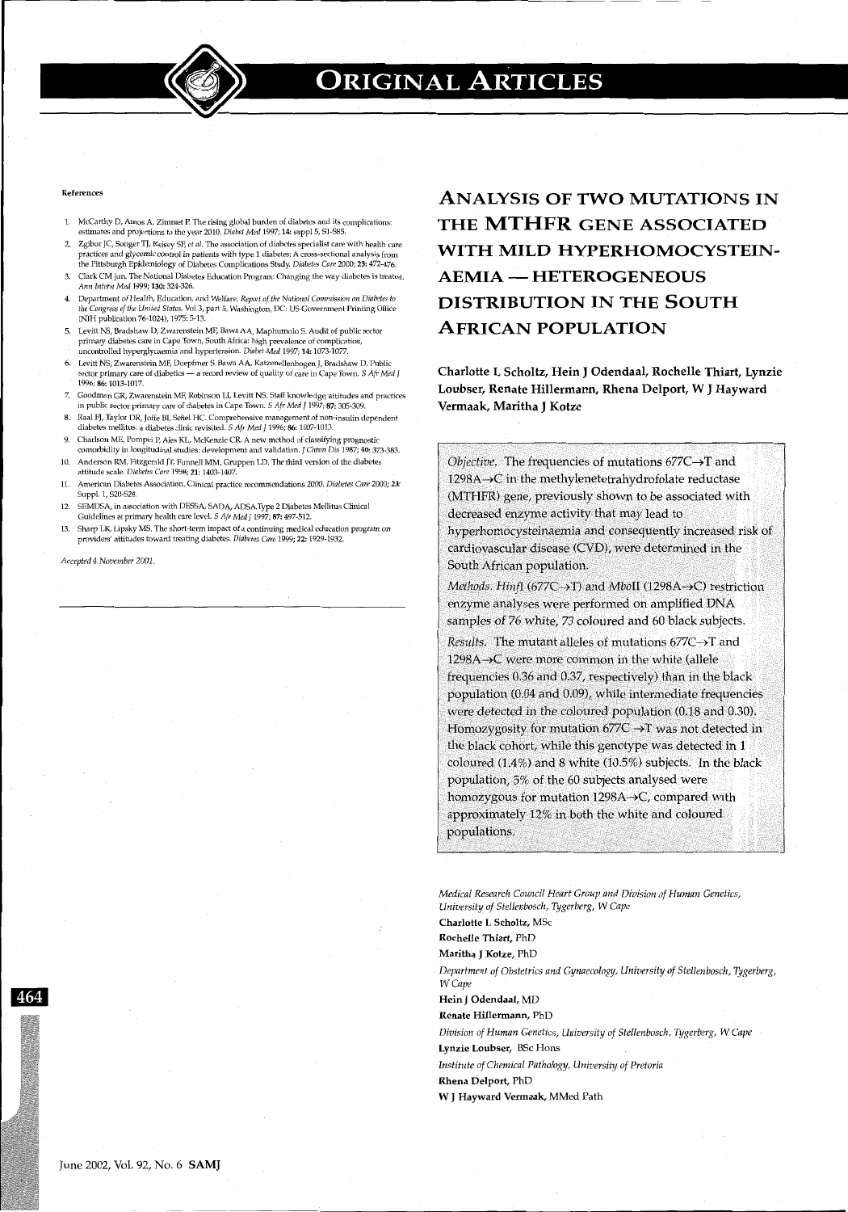## References

1. McCarthy D, Amos A, Zimmet P. The rising global burden of diabetes and its complications: estimates and projections to the year 2010. *Diabet Med* 1997; **14:** suppl 5, S1-S85.
2. Zgibor JC, Songer TJ, Kelsey SF, *et al.* The association of diabetes specialist care with health care practices and glycemic control in patients with type 1 diabetes: A cross-sectional analysis from the Pittsburgh Epidemiology of Diabetes Complications Study. *Diabetes Care* 2000; **23:** 472-476.
3. Clark CM jun. The National Diabetes Education Program: Changing the way diabetes is treated. *Ann Intern Med* 1999; **130:** 324-326.
4. Department of Health, Education, and Welfare. *Report of the National Commission on Diabetes to the Congress of the United States.* Vol 3, part 5. Washington, DC: US Government Printing Office (NIH publication 76-1024), 1975: 5-13.
5. Levitt NS, Bradshaw D, Zwarenstein MF, Bawa AA, Maphumolo S. Audit of public sector primary diabetes care in Cape Town, South Africa: high prevalence of complication, uncontrolled hyperglycaemia and hypertension. *Diabet Med* 1997; **14:** 1073-1077.
6. Levitt NS, Zwarenstein MF, Doepfmer S. Bawa AA, Katzenellenbogen J, Bradshaw D. Public sector primary care of diabetics — a record review of quality of care in Cape Town. *S Afr Med J* 1996; **86:** 1013-1017.
7. Goodman GR, Zwarenstein MF, Robinson II, Levitt NS. Staff knowledge, attitudes and practices in public sector primary care of diabetes in Cape Town. *S Afr Med J* 1997; **87:** 305-309.
8. Raal FJ, Taylor DR, Joffe BI, Seftel HC. Comprehensive management of non-insulin dependent diabetes mellitus: a diabetes clinic revisited. *S Afr Med J* 1996; **86:** 1007-1013.
9. Charlson ME, Pompei P, Ales KL, McKenzie CR. A new method of classifying prognostic comorbidity in longitudinal studies: development and validation. *J Chron Dis* 1987; **40:** 373-383.
10. Anderson RM, Fitzgerald JT, Funnell MM, Gruppen LD. The third version of the diabetes attitude scale. *Diabetes Care* 1998; **21:** 1403-1407.
11. American Diabetes Association. Clinical practice recommendations 2000. *Diabetes Care* 2000; **23:** Suppl. 1, S20-S24.
12. SEMDSA, in association with DESSA, SADA, ADSA.Type 2 Diabetes Mellitus Clinical Guidelines at primary health care level. *S Afr Med J* 1997; **87:** 497-512.
13. Sharp LK, Lipsky MS. The short-term impact of a continuing medical education program on providers' attitudes toward treating diabetes. *Diabetes Care* 1999; **22:** 1929-1932.

*Accepted 4 November 2001.*

# ANALYSIS OF TWO MUTATIONS IN THE MTHFR GENE ASSOCIATED WITH MILD HYPERHOMOCYSTEINAEMIA — HETEROGENEOUS DISTRIBUTION IN THE SOUTH AFRICAN POPULATION

**Charlotte L Scholtz, Hein J Odendaal, Rochelle Thiart, Lynzie Loubser, Renate Hillermann, Rhena Delport, W J Hayward Vermaak, Maritha J Kotze**

*Objective.* The frequencies of mutations 677C→T and 1298A→C in the methylenetetrahydrofolate reductase (MTHFR) gene, previously shown to be associated with decreased enzyme activity that may lead to hyperhomocysteinaemia and consequently increased risk of cardiovascular disease (CVD), were determined in the South African population.

*Methods. HinfI* (677C→T) and *MboII* (1298A→C) restriction enzyme analyses were performed on amplified DNA samples of 76 white, 73 coloured and 60 black subjects.

*Results.* The mutant alleles of mutations 677C→T and 1298A→C were more common in the white (allele frequencies 0.36 and 0.37, respectively) than in the black population (0.04 and 0.09), while intermediate frequencies were detected in the coloured population (0.18 and 0.30). Homozygosity for mutation 677C→T was not detected in the black cohort, while this genotype was detected in 1 coloured (1.4%) and 8 white (10.5%) subjects. In the black population, 5% of the 60 subjects analysed were homozygous for mutation 1298A→C, compared with approximately 12% in both the white and coloured populations.

*Medical Research Council Heart Group and Division of Human Genetics, University of Stellenbosch, Tygerberg, W Cape*

**Charlotte L Scholtz,** MSc

**Rochelle Thiart,** PhD

**Maritha J Kotze,** PhD

*Department of Obstetrics and Gynaecology, University of Stellenbosch, Tygerberg, W Cape*

**Hein J Odendaal,** MD

**Renate Hillermann,** PhD

*Division of Human Genetics, University of Stellenbosch, Tygerberg, W Cape*

**Lynzie Loubser,** BSc Hons

*Institute of Chemical Pathology, University of Pretoria*

**Rhena Delport,** PhD

**W J Hayward Vermaak,** MMed Path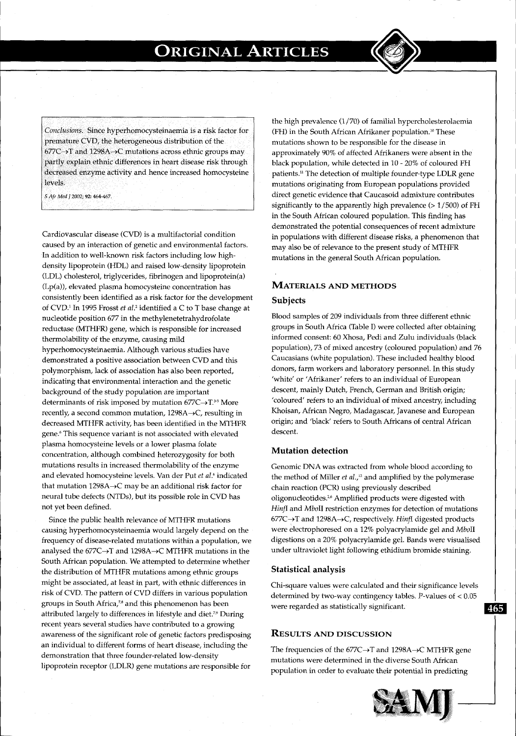*Conclusions.* Since hyperhomocysteinaemia is a risk factor for premature CVD, the heterogeneous distribution of the 677C→T and 1298A→C mutations across ethnic groups may partly explain ethnic differences in heart disease risk through decreased enzyme activity and hence increased homocysteine levels.

*S Afr Med J* 2002; **92:** 464-467.

Cardiovascular disease (CVD) is a multifactorial condition caused by an interaction of genetic and environmental factors. In addition to well-known risk factors including low high-density lipoprotein (HDL) and raised low-density lipoprotein (LDL) cholesterol, triglycerides, fibrinogen and lipoprotein(a) (Lp(a)), elevated plasma homocysteine concentration has consistently been identified as a risk factor for the development of CVD.[1] In 1995 Frosst *et al.*[2] identified a C to T base change at nucleotide position 677 in the methylenetetrahydrofolate reductase (MTHFR) gene, which is responsible for increased thermolability of the enzyme, causing mild hyperhomocysteinaemia. Although various studies have demonstrated a positive association between CVD and this polymorphism, lack of association has also been reported, indicating that environmental interaction and the genetic background of the study population are important determinants of risk imposed by mutation 677C→T.[3-5] More recently, a second common mutation, 1298A→C, resulting in decreased MTHFR activity, has been identified in the MTHFR gene.[6] This sequence variant is not associated with elevated plasma homocysteine levels or a lower plasma folate concentration, although combined heterozygosity for both mutations results in increased thermolability of the enzyme and elevated homocysteine levels. Van der Put *et al.*[6] indicated that mutation 1298A→C may be an additional risk factor for neural tube defects (NTDs), but its possible role in CVD has not yet been defined.

Since the public health relevance of MTHFR mutations causing hyperhomocysteinaemia would largely depend on the frequency of disease-related mutations within a population, we analysed the 677C→T and 1298A→C MTHFR mutations in the South African population. We attempted to determine whether the distribution of MTHFR mutations among ethnic groups might be associated, at least in part, with ethnic differences in risk of CVD. The pattern of CVD differs in various population groups in South Africa,[7,8] and this phenomenon has been attributed largely to differences in lifestyle and diet.[7,9] During recent years several studies have contributed to a growing awareness of the significant role of genetic factors predisposing an individual to different forms of heart disease, including the demonstration that three founder-related low-density lipoprotein receptor (LDLR) gene mutations are responsible for the high prevalence (1/70) of familial hypercholesterolaemia (FH) in the South African Afrikaner population.[10] These mutations shown to be responsible for the disease in approximately 90% of affected Afrikaners were absent in the black population, while detected in 10 - 20% of coloured FH patients.[11] The detection of multiple founder-type LDLR gene mutations originating from European populations provided direct genetic evidence that Caucasoid admixture contributes significantly to the apparently high prevalence (> 1/500) of FH in the South African coloured population. This finding has demonstrated the potential consequences of recent admixture in populations with different disease risks, a phenomenon that may also be of relevance to the present study of MTHFR mutations in the general South African population.

## MATERIALS AND METHODS

### Subjects

Blood samples of 209 individuals from three different ethnic groups in South Africa (Table I) were collected after obtaining informed consent: 60 Xhosa, Pedi and Zulu individuals (black population), 73 of mixed ancestry (coloured population) and 76 Caucasians (white population). These included healthy blood donors, farm workers and laboratory personnel. In this study 'white' or 'Afrikaner' refers to an individual of European descent, mainly Dutch, French, German and British origin; 'coloured' refers to an individual of mixed ancestry, including Khoisan, African Negro, Madagascar, Javanese and European origin; and 'black' refers to South Africans of central African descent.

### Mutation detection

Genomic DNA was extracted from whole blood according to the method of Miller *et al.*,[12] and amplified by the polymerase chain reaction (PCR) using previously described oligonucleotides.[2,6] Amplified products were digested with *Hinf*I and *Mbo*II restriction enzymes for detection of mutations 677C→T and 1298A→C, respectively. *Hinf*I digested products were electrophoresed on a 12% polyacrylamide gel and *Mbo*II digestions on a 20% polyacrylamide gel. Bands were visualised under ultraviolet light following ethidium bromide staining.

### Statistical analysis

Chi-square values were calculated and their significance levels determined by two-way contingency tables. *P*-values of < 0.05 were regarded as statistically significant.

## RESULTS AND DISCUSSION

The frequencies of the 677C→T and 1298A→C MTHFR gene mutations were determined in the diverse South African population in order to evaluate their potential in predicting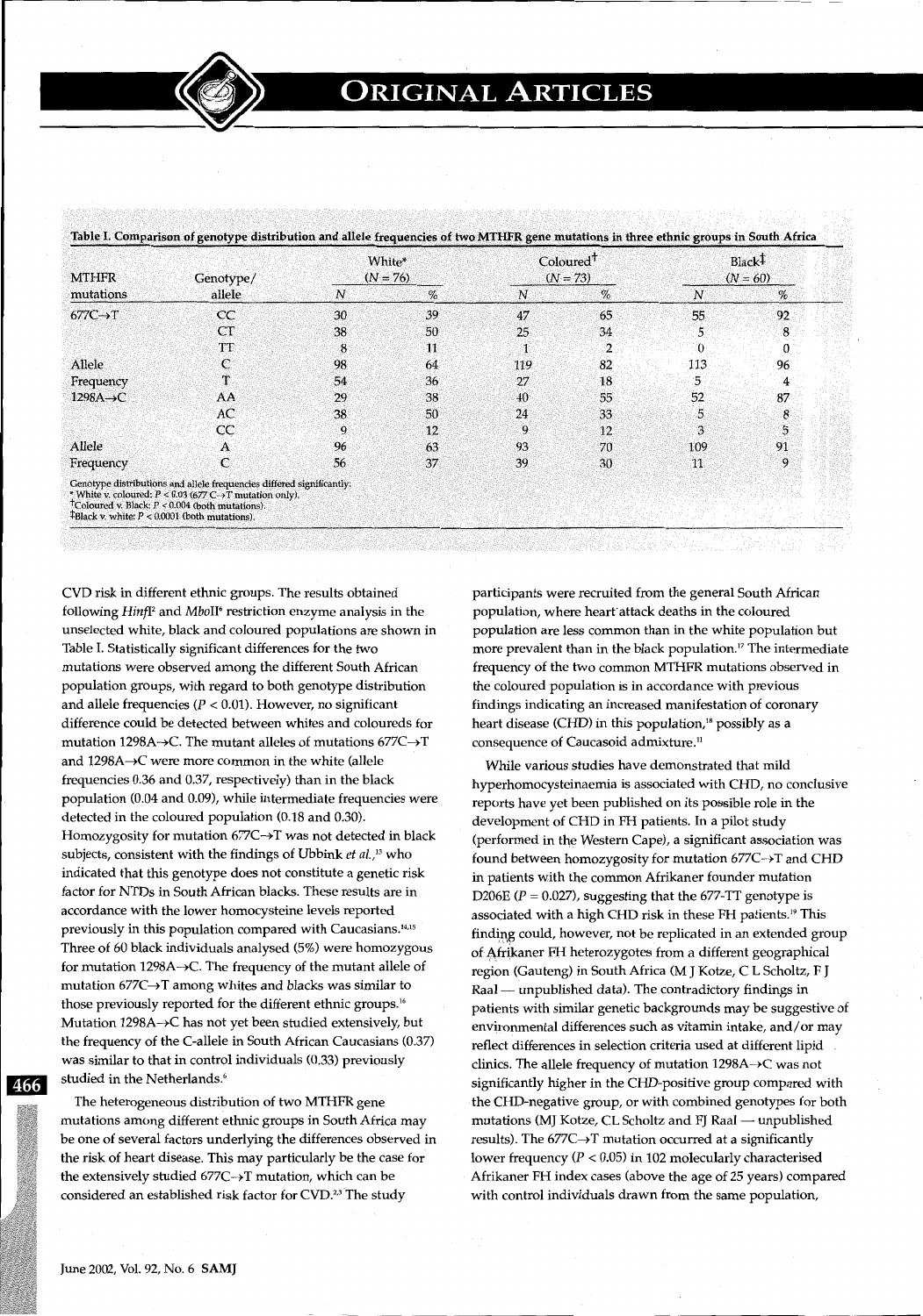**Table I. Comparison of genotype distribution and allele frequencies of two MTHFR gene mutations in three ethnic groups in South Africa**

| MTHFR mutations | Genotype/ allele | White* ($N = 76$) | | Coloured† ($N = 73$) | | Black‡ ($N = 60$) | |
|---|---|---|---|---|---|---|---|
| | | N | % | N | % | N | % |
| 677C→T | CC | 30 | 39 | 47 | 65 | 55 | 92 |
| | CT | 38 | 50 | 25 | 34 | 5 | 8 |
| | TT | 8 | 11 | 1 | 2 | 0 | 0 |
| Allele | C | 98 | 64 | 119 | 82 | 113 | 96 |
| Frequency | T | 54 | 36 | 27 | 18 | 5 | 4 |
| 1298A→C | AA | 29 | 38 | 40 | 55 | 52 | 87 |
| | AC | 38 | 50 | 24 | 33 | 5 | 8 |
| | CC | 9 | 12 | 9 | 12 | 3 | 5 |
| Allele | A | 96 | 63 | 93 | 70 | 109 | 91 |
| Frequency | C | 56 | 37 | 39 | 30 | 11 | 9 |

Genotype distributions and allele frequencies differed significantly:
* White v. coloured: $P < 0.03$ (677 C→T mutation only).
† Coloured v. Black: $P < 0.004$ (both mutations).
‡ Black v. white: $P < 0.0001$ (both mutations).

CVD risk in different ethnic groups. The results obtained following *Hinf*I[2] and *Mbo*II[6] restriction enzyme analysis in the unselected white, black and coloured populations are shown in Table I. Statistically significant differences for the two mutations were observed among the different South African population groups, with regard to both genotype distribution and allele frequencies ($P < 0.01$). However, no significant difference could be detected between whites and coloureds for mutation 1298A→C. The mutant alleles of mutations 677C→T and 1298A→C were more common in the white (allele frequencies 0.36 and 0.37, respectively) than in the black population (0.04 and 0.09), while intermediate frequencies were detected in the coloured population (0.18 and 0.30). Homozygosity for mutation 677C→T was not detected in black subjects, consistent with the findings of Ubbink *et al.*,[13] who indicated that this genotype does not constitute a genetic risk factor for NTDs in South African blacks. These results are in accordance with the lower homocysteine levels reported previously in this population compared with Caucasians.[14,15] Three of 60 black individuals analysed (5%) were homozygous for mutation 1298A→C. The frequency of the mutant allele of mutation 677C→T among whites and blacks was similar to those previously reported for the different ethnic groups.[16] Mutation 1298A→C has not yet been studied extensively, but the frequency of the C-allele in South African Caucasians (0.37) was similar to that in control individuals (0.33) previously studied in the Netherlands.[6]

The heterogeneous distribution of two MTHFR gene mutations among different ethnic groups in South Africa may be one of several factors underlying the differences observed in the risk of heart disease. This may particularly be the case for the extensively studied 677C→T mutation, which can be considered an established risk factor for CVD.[2,3] The study participants were recruited from the general South African population, where heart attack deaths in the coloured population are less common than in the white population but more prevalent than in the black population.[17] The intermediate frequency of the two common MTHFR mutations observed in the coloured population is in accordance with previous findings indicating an increased manifestation of coronary heart disease (CHD) in this population,[18] possibly as a consequence of Caucasoid admixture.[11]

While various studies have demonstrated that mild hyperhomocysteinaemia is associated with CHD, no conclusive reports have yet been published on its possible role in the development of CHD in FH patients. In a pilot study (performed in the Western Cape), a significant association was found between homozygosity for mutation 677C→T and CHD in patients with the common Afrikaner founder mutation D206E ($P = 0.027$), suggesting that the 677-TT genotype is associated with a high CHD risk in these FH patients.[19] This finding could, however, not be replicated in an extended group of Afrikaner FH heterozygotes from a different geographical region (Gauteng) in South Africa (M J Kotze, C L Scholtz, F J Raal — unpublished data). The contradictory findings in patients with similar genetic backgrounds may be suggestive of environmental differences such as vitamin intake, and/or may reflect differences in selection criteria used at different lipid clinics. The allele frequency of mutation 1298A→C was not significantly higher in the CHD-positive group compared with the CHD-negative group, or with combined genotypes for both mutations (MJ Kotze, CL Scholtz and FJ Raal — unpublished results). The 677C→T mutation occurred at a significantly lower frequency ($P < 0.05$) in 102 molecularly characterised Afrikaner FH index cases (above the age of 25 years) compared with control individuals drawn from the same population,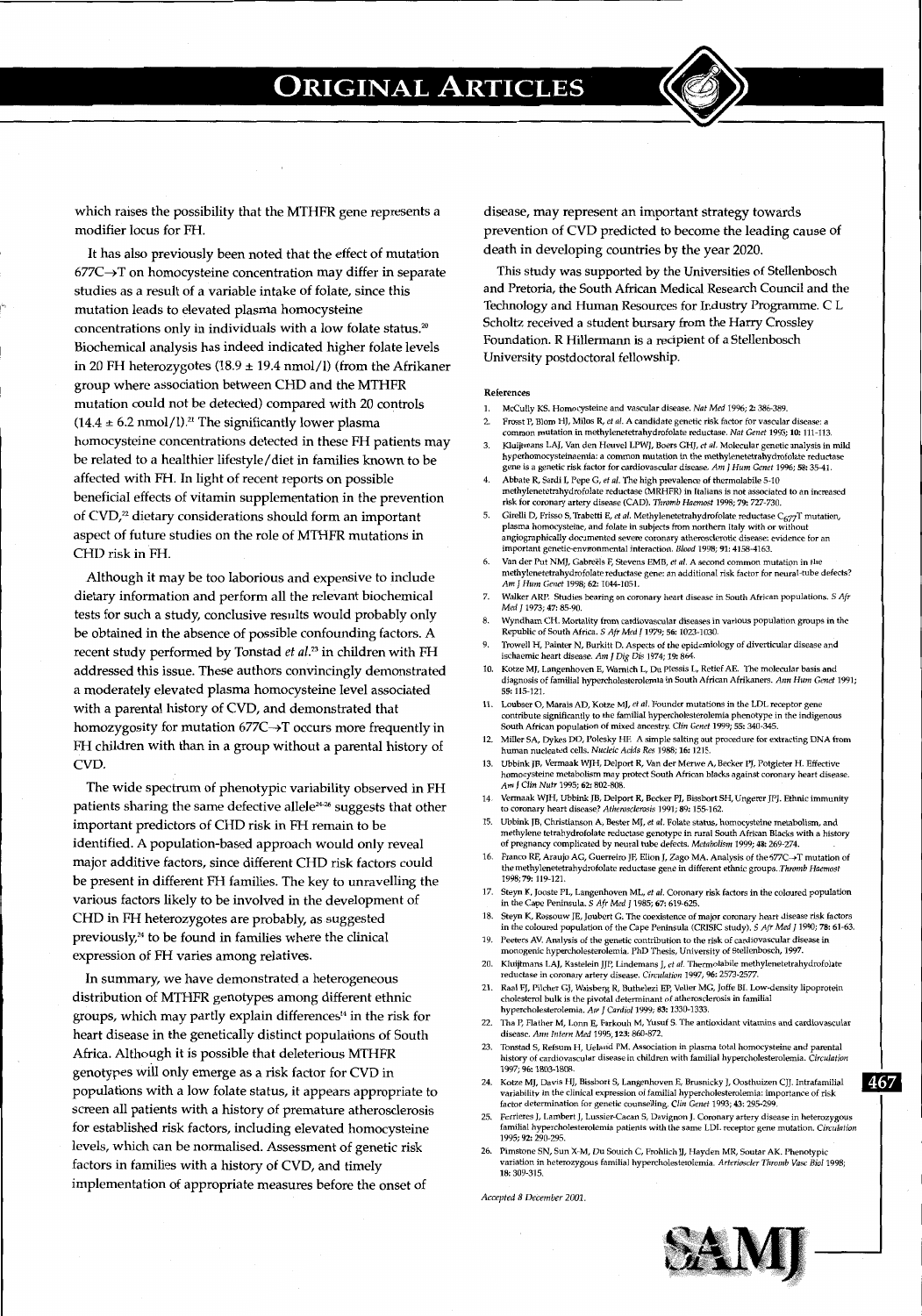which raises the possibility that the MTHFR gene represents a modifier locus for FH.

It has also previously been noted that the effect of mutation 677C→T on homocysteine concentration may differ in separate studies as a result of a variable intake of folate, since this mutation leads to elevated plasma homocysteine concentrations only in individuals with a low folate status.[20] Biochemical analysis has indeed indicated higher folate levels in 20 FH heterozygotes (18.9 ± 19.4 nmol/l) (from the Afrikaner group where association between CHD and the MTHFR mutation could not be detected) compared with 20 controls (14.4 ± 6.2 nmol/l).[21] The significantly lower plasma homocysteine concentrations detected in these FH patients may be related to a healthier lifestyle/diet in families known to be affected with FH. In light of recent reports on possible beneficial effects of vitamin supplementation in the prevention of CVD,[22] dietary considerations should form an important aspect of future studies on the role of MTHFR mutations in CHD risk in FH.

Although it may be too laborious and expensive to include dietary information and perform all the relevant biochemical tests for such a study, conclusive results would probably only be obtained in the absence of possible confounding factors. A recent study performed by Tonstad *et al.*[23] in children with FH addressed this issue. These authors convincingly demonstrated a moderately elevated plasma homocysteine level associated with a parental history of CVD, and demonstrated that homozygosity for mutation 677C→T occurs more frequently in FH children with than in a group without a parental history of CVD.

The wide spectrum of phenotypic variability observed in FH patients sharing the same defective allele[24-26] suggests that other important predictors of CHD risk in FH remain to be identified. A population-based approach would only reveal major additive factors, since different CHD risk factors could be present in different FH families. The key to unravelling the various factors likely to be involved in the development of CHD in FH heterozygotes are probably, as suggested previously,[24] to be found in families where the clinical expression of FH varies among relatives.

In summary, we have demonstrated a heterogeneous distribution of MTHFR genotypes among different ethnic groups, which may partly explain differences[14] in the risk for heart disease in the genetically distinct populations of South Africa. Although it is possible that deleterious MTHFR genotypes will only emerge as a risk factor for CVD in populations with a low folate status, it appears appropriate to screen all patients with a history of premature atherosclerosis for established risk factors, including elevated homocysteine levels, which can be normalised. Assessment of genetic risk factors in families with a history of CVD, and timely implementation of appropriate measures before the onset of disease, may represent an important strategy towards prevention of CVD predicted to become the leading cause of death in developing countries by the year 2020.

This study was supported by the Universities of Stellenbosch and Pretoria, the South African Medical Research Council and the Technology and Human Resources for Industry Programme. C L Scholtz received a student bursary from the Harry Crossley Foundation. R Hillermann is a recipient of a Stellenbosch University postdoctoral fellowship.

#### References

1. McCully KS. Homocysteine and vascular disease. *Nat Med* 1996; **2:** 386-389.
2. Frosst P, Blom HJ, Milos R, *et al.* A candidate genetic risk factor for vascular disease: a common mutation in methylenetetrahydrofolate reductase. *Nat Genet* 1995; **10:** 111-113.
3. Kluijtmans LAJ, Van den Heuvel LPWJ, Boers GHJ, *et al.* Molecular genetic analysis in mild hyperhomocysteinaemia: a common mutation in the methylenetetrahydrofolate reductase gene is a genetic risk factor for cardiovascular disease. *Am J Hum Genet* 1996; **58:** 35-41.
4. Abbate R, Sardi I, Pepe G, *et al.* The high prevalence of thermolabile 5-10 methylenetetrahydrofolate reductase (MRHFR) in Italians is not associated to an increased risk for coronary artery disease (CAD). *Thromb Haemost* 1998; **79:** 727-730.
5. Girelli D, Frisso S, Trabetti E, *et al.* Methylenetetrahydrofolate reductase $C_{677}T$ mutation, plasma homocysteine, and folate in subjects from northern Italy with or without angiographically documented severe coronary atherosclerotic disease: evidence for an important genetic-environmental interaction. *Blood* 1998; **91:** 4158-4163.
6. Van der Put NMJ, Gabreëls F, Stevens EMB, *et al.* A second common mutation in the methylenetetrahydrofolate reductase gene: an additional risk factor for neural-tube defects? *Am J Hum Genet* 1998; **62:** 1044-1051.
7. Walker ARP. Studies bearing on coronary heart disease in South African populations. *S Afr Med J* 1973; **47:** 85-90.
8. Wyndham CH. Mortality from cardiovascular diseases in various population groups in the Republic of South Africa. *S Afr Med J* 1979; **56:** 1023-1030.
9. Trowell H, Painter N, Burkitt D. Aspects of the epidemiology of diverticular disease and ischaemic heart disease. *Am J Dig Dis* 1974; **19:** 864.
10. Kotze MJ, Langenhoven E, Warnich L, Du Plessis L, Retief AE. The molecular basis and diagnosis of familial hypercholesterolemia in South African Afrikaners. *Ann Hum Genet* 1991; **55:** 115-121.
11. Loubser O, Marais AD, Kotze MJ, *et al.* Founder mutations in the LDL receptor gene contribute significantly to the familial hypercholesterolemia phenotype in the indigenous South African population of mixed ancestry. *Clin Genet* 1999; **55:** 340-345.
12. Miller SA, Dykes DD, Polesky HF. A simple salting out procedure for extracting DNA from human nucleated cells. *Nucleic Acids Res* 1988; **16:** 1215.
13. Ubbink JB, Vermaak WJH, Delport R, Van der Merwe A, Becker PJ, Potgieter H. Effective homocysteine metabolism may protect South African blacks against coronary heart disease. *Am J Clin Nutr* 1995; **62:** 802-808.
14. Vermaak WJH, Ubbink JB, Delport R, Becker PJ, Bissbort SH, Ungerer JPJ. Ethnic immunity to coronary heart disease? *Atherosclerosis* 1991; **89:** 155-162.
15. Ubbink JB, Christianson A, Bester MJ, *et al.* Folate status, homocysteine metabolism, and methylene tetrahydrofolate reductase genotype in rural South African Blacks with a history of pregnancy complicated by neural tube defects. *Metabolism* 1999; **48:** 269-274.
16. Franco RF, Araujo AG, Guerreiro JF, Elion J, Zago MA. Analysis of the 677C→T mutation of the methylenetetrahydrofolate reductase gene in different ethnic groups. *Thromb Haemost* 1998; **79:** 119-121.
17. Steyn K, Jooste PL, Langenhoven ML, *et al.* Coronary risk factors in the coloured population in the Cape Peninsula. *S Afr Med J* 1985; **67:** 619-625.
18. Steyn K, Rossouw JE, Joubert G. The coexistence of major coronary heart disease risk factors in the coloured population of the Cape Peninsula (CRISIC study). *S Afr Med J* 1990; **78:** 61-63.
19. Peeters AV. Analysis of the genetic contribution to the risk of cardiovascular disease in monogenic hypercholesterolemia. PhD Thesis, University of Stellenbosch, 1997.
20. Kluijtmans LAJ, Kastelein JJP, Lindemans J, *et al.* Thermolabile methylenetetrahydrofolate reductase in coronary artery disease. *Circulation* 1997; **96:** 2573-2577.
21. Raal FJ, Pilcher GJ, Waisberg R, Buthelezi EP, Veller MG, Joffe BI. Low-density lipoprotein cholesterol bulk is the pivotal determinant of atherosclerosis in familial hypercholesterolemia. *Am J Cardiol* 1999; **83:** 1330-1333.
22. Tha P, Flather M, Lonn E, Farkouh M, Yusuf S. The antioxidant vitamins and cardiovascular disease. *Ann Intern Med* 1995; **123:** 860-872.
23. Tonstad S, Refsum H, Ueland PM. Association in plasma total homocysteine and parental history of cardiovascular disease in children with familial hypercholesterolemia. *Circulation* 1997; **96:** 1803-1808.
24. Kotze MJ, Davis HJ, Bissbort S, Langenhoven E, Brusnicky J, Oosthuizen CJJ. Intrafamilial variability in the clinical expression of familial hypercholesterolemia: importance of risk factor determination for genetic counselling. *Clin Genet* 1993; **43:** 295-299.
25. Ferrieres J, Lambert J, Lussier-Cacan S, Davignon J. Coronary artery disease in heterozygous familial hypercholesterolemia patients with the same LDL receptor gene mutation. *Circulation* 1995; **92:** 290-295.
26. Pimstone SN, Sun X-M, Du Souich C, Frohlich JJ, Hayden MR, Soutar AK. Phenotypic variation in heterozygous familial hypercholesterolemia. *Arterioscler Thromb Vasc Biol* 1998; **18:** 309-315.

*Accepted 8 December 2001.*